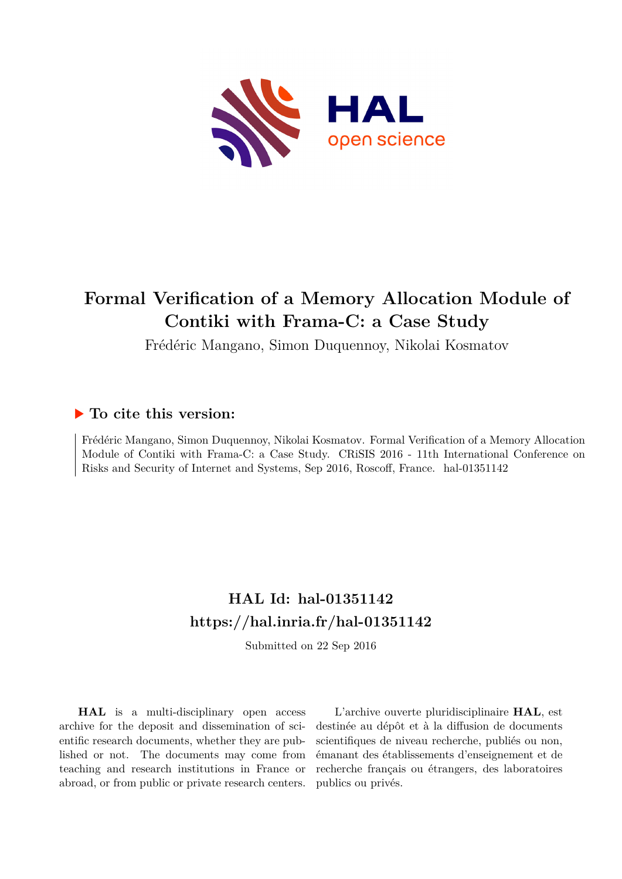# Formal Verification of a Memory Allocation Module of Contiki with Frama-C: a Case Study

Frédéric Mangano, Simon Duquennoy, Nikolai Kosmatov

## ▶ To cite this version:

Frédéric Mangano, Simon Duquennoy, Nikolai Kosmatov. Formal Verification of a Memory Allocation Module of Contiki with Frama-C: a Case Study. CRiSIS 2016 - 11th International Conference on Risks and Security of Internet and Systems, Sep 2016, Roscoff, France. hal-01351142

## HAL Id: hal-01351142
## https://hal.inria.fr/hal-01351142

Submitted on 22 Sep 2016

**HAL** is a multi-disciplinary open access archive for the deposit and dissemination of scientific research documents, whether they are published or not. The documents may come from teaching and research institutions in France or abroad, or from public or private research centers.

L'archive ouverte pluridisciplinaire **HAL**, est destinée au dépôt et à la diffusion de documents scientifiques de niveau recherche, publiés ou non, émanant des établissements d'enseignement et de recherche français ou étrangers, des laboratoires publics ou privés.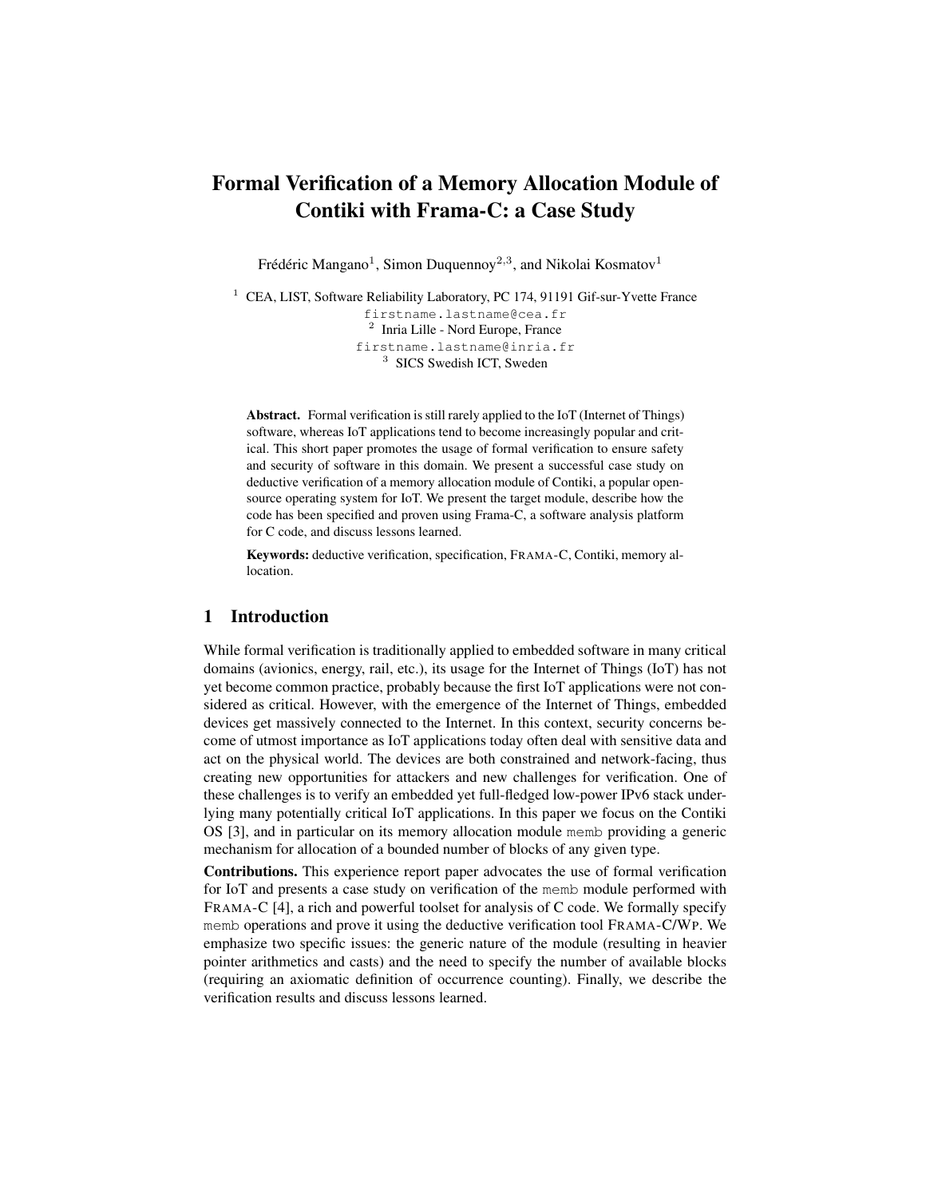# Formal Verification of a Memory Allocation Module of Contiki with Frama-C: a Case Study

Frédéric Mangano[1], Simon Duquennoy[2,3], and Nikolai Kosmatov[1]

[1] CEA, LIST, Software Reliability Laboratory, PC 174, 91191 Gif-sur-Yvette France
firstname.lastname@cea.fr
[2] Inria Lille - Nord Europe, France
firstname.lastname@inria.fr
[3] SICS Swedish ICT, Sweden

**Abstract.** Formal verification is still rarely applied to the IoT (Internet of Things) software, whereas IoT applications tend to become increasingly popular and critical. This short paper promotes the usage of formal verification to ensure safety and security of software in this domain. We present a successful case study on deductive verification of a memory allocation module of Contiki, a popular open-source operating system for IoT. We present the target module, describe how the code has been specified and proven using Frama-C, a software analysis platform for C code, and discuss lessons learned.

**Keywords:** deductive verification, specification, FRAMA-C, Contiki, memory allocation.

## 1 Introduction

While formal verification is traditionally applied to embedded software in many critical domains (avionics, energy, rail, etc.), its usage for the Internet of Things (IoT) has not yet become common practice, probably because the first IoT applications were not considered as critical. However, with the emergence of the Internet of Things, embedded devices get massively connected to the Internet. In this context, security concerns become of utmost importance as IoT applications today often deal with sensitive data and act on the physical world. The devices are both constrained and network-facing, thus creating new opportunities for attackers and new challenges for verification. One of these challenges is to verify an embedded yet full-fledged low-power IPv6 stack underlying many potentially critical IoT applications. In this paper we focus on the Contiki OS [3], and in particular on its memory allocation module `memb` providing a generic mechanism for allocation of a bounded number of blocks of any given type.

**Contributions.** This experience report paper advocates the use of formal verification for IoT and presents a case study on verification of the `memb` module performed with FRAMA-C [4], a rich and powerful toolset for analysis of C code. We formally specify `memb` operations and prove it using the deductive verification tool FRAMA-C/WP. We emphasize two specific issues: the generic nature of the module (resulting in heavier pointer arithmetics and casts) and the need to specify the number of available blocks (requiring an axiomatic definition of occurrence counting). Finally, we describe the verification results and discuss lessons learned.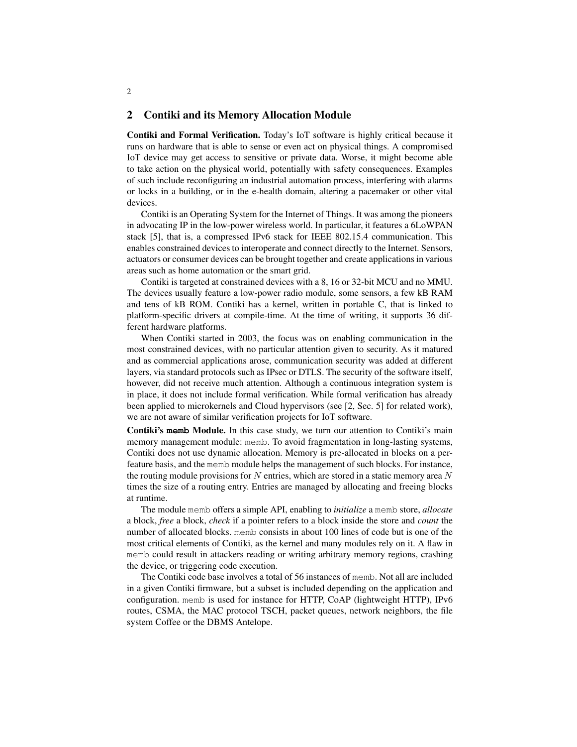## 2 Contiki and its Memory Allocation Module

**Contiki and Formal Verification.** Today's IoT software is highly critical because it runs on hardware that is able to sense or even act on physical things. A compromised IoT device may get access to sensitive or private data. Worse, it might become able to take action on the physical world, potentially with safety consequences. Examples of such include reconfiguring an industrial automation process, interfering with alarms or locks in a building, or in the e-health domain, altering a pacemaker or other vital devices.

Contiki is an Operating System for the Internet of Things. It was among the pioneers in advocating IP in the low-power wireless world. In particular, it features a 6LoWPAN stack [5], that is, a compressed IPv6 stack for IEEE 802.15.4 communication. This enables constrained devices to interoperate and connect directly to the Internet. Sensors, actuators or consumer devices can be brought together and create applications in various areas such as home automation or the smart grid.

Contiki is targeted at constrained devices with a 8, 16 or 32-bit MCU and no MMU. The devices usually feature a low-power radio module, some sensors, a few kB RAM and tens of kB ROM. Contiki has a kernel, written in portable C, that is linked to platform-specific drivers at compile-time. At the time of writing, it supports 36 different hardware platforms.

When Contiki started in 2003, the focus was on enabling communication in the most constrained devices, with no particular attention given to security. As it matured and as commercial applications arose, communication security was added at different layers, via standard protocols such as IPsec or DTLS. The security of the software itself, however, did not receive much attention. Although a continuous integration system is in place, it does not include formal verification. While formal verification has already been applied to microkernels and Cloud hypervisors (see [2, Sec. 5] for related work), we are not aware of similar verification projects for IoT software.

**Contiki's `memb` Module.** In this case study, we turn our attention to Contiki's main memory management module: `memb`. To avoid fragmentation in long-lasting systems, Contiki does not use dynamic allocation. Memory is pre-allocated in blocks on a per-feature basis, and the `memb` module helps the management of such blocks. For instance, the routing module provisions for $N$ entries, which are stored in a static memory area $N$ times the size of a routing entry. Entries are managed by allocating and freeing blocks at runtime.

The module `memb` offers a simple API, enabling to *initialize* a `memb` store, *allocate* a block, *free* a block, *check* if a pointer refers to a block inside the store and *count* the number of allocated blocks. `memb` consists in about 100 lines of code but is one of the most critical elements of Contiki, as the kernel and many modules rely on it. A flaw in `memb` could result in attackers reading or writing arbitrary memory regions, crashing the device, or triggering code execution.

The Contiki code base involves a total of 56 instances of `memb`. Not all are included in a given Contiki firmware, but a subset is included depending on the application and configuration. `memb` is used for instance for HTTP, CoAP (lightweight HTTP), IPv6 routes, CSMA, the MAC protocol TSCH, packet queues, network neighbors, the file system Coffee or the DBMS Antelope.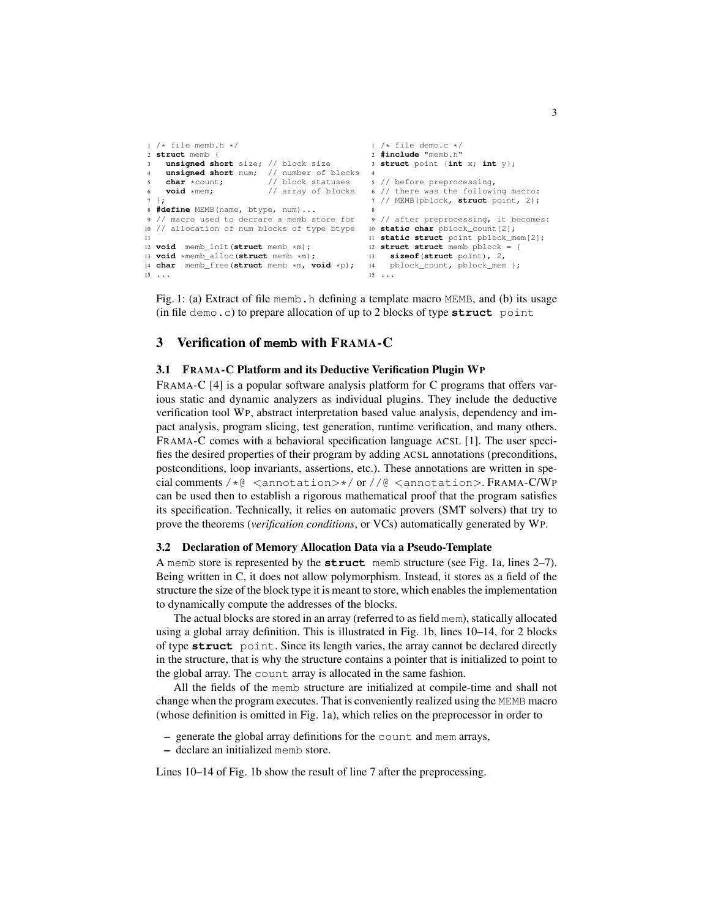```c
/* file memb.h */
struct memb {
  unsigned short size; // block size
  unsigned short num;  // number of blocks
  char *count;         // block statuses
  void *mem;           // array of blocks
};
#define MEMB(name, btype, num)...
// macro used to decrare a memb store for
// allocation of num blocks of type btype

void  memb_init(struct memb *m);
void *memb_alloc(struct memb *m);
char  memb_free(struct memb *m, void *p);
...
```

```c
/* file demo.c */
#include "memb.h"
struct point {int x; int y};

// before preprocessing,
// there was the following macro:
// MEMB(pblock, struct point, 2);

// after preprocessing, it becomes:
static char pblock_count[2];
static struct point pblock_mem[2];
struct struct memb pblock = {
  sizeof(struct point), 2,
  pblock_count, pblock_mem };
...
```

Fig. 1: (a) Extract of file `memb.h` defining a template macro `MEMB`, and (b) its usage (in file `demo.c`) to prepare allocation of up to 2 blocks of type **`struct`** `point`

## 3 Verification of `memb` with FRAMA-C

### 3.1 FRAMA-C Platform and its Deductive Verification Plugin WP

FRAMA-C [4] is a popular software analysis platform for C programs that offers various static and dynamic analyzers as individual plugins. They include the deductive verification tool WP, abstract interpretation based value analysis, dependency and impact analysis, program slicing, test generation, runtime verification, and many others. FRAMA-C comes with a behavioral specification language ACSL [1]. The user specifies the desired properties of their program by adding ACSL annotations (preconditions, postconditions, loop invariants, assertions, etc.). These annotations are written in special comments `/*@ <annotation>*/` or `//@ <annotation>`. FRAMA-C/WP can be used then to establish a rigorous mathematical proof that the program satisfies its specification. Technically, it relies on automatic provers (SMT solvers) that try to prove the theorems (*verification conditions*, or VCs) automatically generated by WP.

### 3.2 Declaration of Memory Allocation Data via a Pseudo-Template

A `memb` store is represented by the **`struct`** `memb` structure (see Fig. 1a, lines 2–7). Being written in C, it does not allow polymorphism. Instead, it stores as a field of the structure the size of the block type it is meant to store, which enables the implementation to dynamically compute the addresses of the blocks.

The actual blocks are stored in an array (referred to as field `mem`), statically allocated using a global array definition. This is illustrated in Fig. 1b, lines 10–14, for 2 blocks of type **`struct`** `point`. Since its length varies, the array cannot be declared directly in the structure, that is why the structure contains a pointer that is initialized to point to the global array. The `count` array is allocated in the same fashion.

All the fields of the `memb` structure are initialized at compile-time and shall not change when the program executes. That is conveniently realized using the `MEMB` macro (whose definition is omitted in Fig. 1a), which relies on the preprocessor in order to

- generate the global array definitions for the `count` and `mem` arrays,
- declare an initialized `memb` store.

Lines 10–14 of Fig. 1b show the result of line 7 after the preprocessing.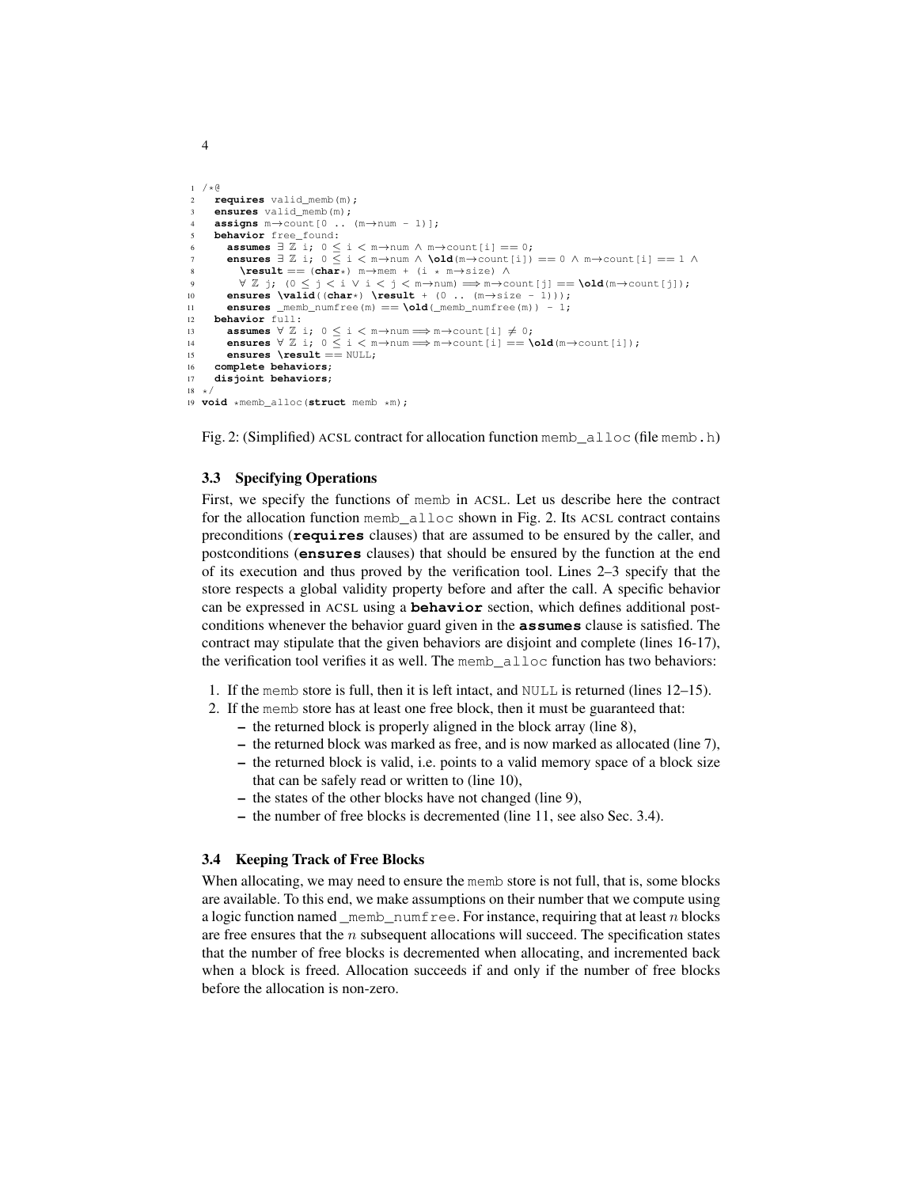```
1 /*@
2   requires valid_memb(m);
3   ensures valid_memb(m);
4   assigns m→count[0 .. (m→num - 1)];
5   behavior free_found:
6     assumes ∃ ℤ i; 0 ≤ i < m→num ∧ m→count[i] == 0;
7     ensures ∃ ℤ i; 0 ≤ i < m→num ∧ \old(m→count[i]) == 0 ∧ m→count[i] == 1 ∧
8       \result == (char*) m→mem + (i * m→size) ∧
9       ∀ ℤ j; (0 ≤ j < i ∨ i < j < m→num) ⟹ m→count[j] == \old(m→count[j]);
10    ensures \valid((char*) \result + (0 .. (m→size - 1)));
11    ensures _memb_numfree(m) == \old(_memb_numfree(m)) - 1;
12  behavior full:
13    assumes ∀ ℤ i; 0 ≤ i < m→num ⟹ m→count[i] ≠ 0;
14    ensures ∀ ℤ i; 0 ≤ i < m→num ⟹ m→count[i] == \old(m→count[i]);
15    ensures \result == NULL;
16  complete behaviors;
17  disjoint behaviors;
18 */
19 void *memb_alloc(struct memb *m);
```

Fig. 2: (Simplified) ACSL contract for allocation function memb_alloc (file memb.h)

### 3.3 Specifying Operations

First, we specify the functions of memb in ACSL. Let us describe here the contract for the allocation function memb_alloc shown in Fig. 2. Its ACSL contract contains preconditions (**requires** clauses) that are assumed to be ensured by the caller, and postconditions (**ensures** clauses) that should be ensured by the function at the end of its execution and thus proved by the verification tool. Lines 2–3 specify that the store respects a global validity property before and after the call. A specific behavior can be expressed in ACSL using a **behavior** section, which defines additional postconditions whenever the behavior guard given in the **assumes** clause is satisfied. The contract may stipulate that the given behaviors are disjoint and complete (lines 16-17), the verification tool verifies it as well. The memb_alloc function has two behaviors:

1. If the memb store is full, then it is left intact, and NULL is returned (lines 12–15).
2. If the memb store has at least one free block, then it must be guaranteed that:
   – the returned block is properly aligned in the block array (line 8),
   – the returned block was marked as free, and is now marked as allocated (line 7),
   – the returned block is valid, i.e. points to a valid memory space of a block size that can be safely read or written to (line 10),
   – the states of the other blocks have not changed (line 9),
   – the number of free blocks is decremented (line 11, see also Sec. 3.4).

### 3.4 Keeping Track of Free Blocks

When allocating, we may need to ensure the memb store is not full, that is, some blocks are available. To this end, we make assumptions on their number that we compute using a logic function named _memb_numfree. For instance, requiring that at least $n$ blocks are free ensures that the $n$ subsequent allocations will succeed. The specification states that the number of free blocks is decremented when allocating, and incremented back when a block is freed. Allocation succeeds if and only if the number of free blocks before the allocation is non-zero.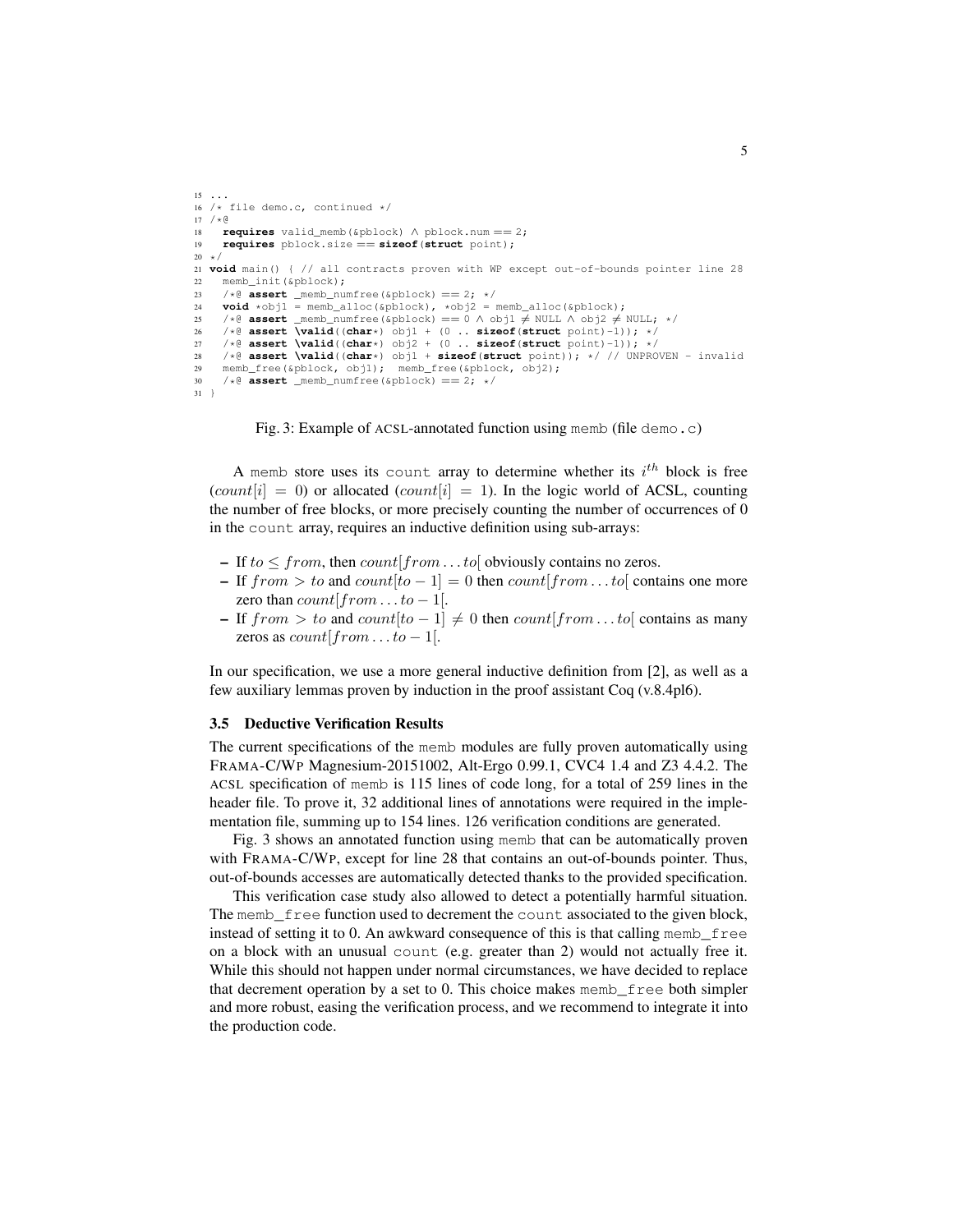```
15 ...
16 /* file demo.c, continued */
17 /*@
18   requires valid_memb(&pblock) ∧ pblock.num == 2;
19   requires pblock.size == sizeof(struct point);
20 */
21 void main() { // all contracts proven with WP except out-of-bounds pointer line 28
22   memb_init(&pblock);
23   /*@ assert _memb_numfree(&pblock) == 2; */
24   void *obj1 = memb_alloc(&pblock), *obj2 = memb_alloc(&pblock);
25   /*@ assert _memb_numfree(&pblock) == 0 ∧ obj1 ≠ NULL ∧ obj2 ≠ NULL; */
26   /*@ assert \valid((char*) obj1 + (0 .. sizeof(struct point)-1)); */
27   /*@ assert \valid((char*) obj2 + (0 .. sizeof(struct point)-1)); */
28   /*@ assert \valid((char*) obj1 + sizeof(struct point)); */ // UNPROVEN - invalid
29   memb_free(&pblock, obj1);  memb_free(&pblock, obj2);
30   /*@ assert _memb_numfree(&pblock) == 2; */
31 }
```

Fig. 3: Example of ACSL-annotated function using `memb` (file `demo.c`)

A `memb` store uses its `count` array to determine whether its $i^{th}$ block is free ($count[i] = 0$) or allocated ($count[i] = 1$). In the logic world of ACSL, counting the number of free blocks, or more precisely counting the number of occurrences of 0 in the `count` array, requires an inductive definition using sub-arrays:

- If $to \leq from$, then $count[from \ldots to[$ obviously contains no zeros.
- If $from > to$ and $count[to - 1] = 0$ then $count[from \ldots to[$ contains one more zero than $count[from \ldots to - 1[$.
- If $from > to$ and $count[to - 1] \neq 0$ then $count[from \ldots to[$ contains as many zeros as $count[from \ldots to - 1[$.

In our specification, we use a more general inductive definition from [2], as well as a few auxiliary lemmas proven by induction in the proof assistant Coq (v.8.4pl6).

### 3.5 Deductive Verification Results

The current specifications of the `memb` modules are fully proven automatically using FRAMA-C/WP Magnesium-20151002, Alt-Ergo 0.99.1, CVC4 1.4 and Z3 4.4.2. The ACSL specification of `memb` is 115 lines of code long, for a total of 259 lines in the header file. To prove it, 32 additional lines of annotations were required in the implementation file, summing up to 154 lines. 126 verification conditions are generated.

Fig. 3 shows an annotated function using `memb` that can be automatically proven with FRAMA-C/WP, except for line 28 that contains an out-of-bounds pointer. Thus, out-of-bounds accesses are automatically detected thanks to the provided specification.

This verification case study also allowed to detect a potentially harmful situation. The `memb_free` function used to decrement the `count` associated to the given block, instead of setting it to 0. An awkward consequence of this is that calling `memb_free` on a block with an unusual `count` (e.g. greater than 2) would not actually free it. While this should not happen under normal circumstances, we have decided to replace that decrement operation by a set to 0. This choice makes `memb_free` both simpler and more robust, easing the verification process, and we recommend to integrate it into the production code.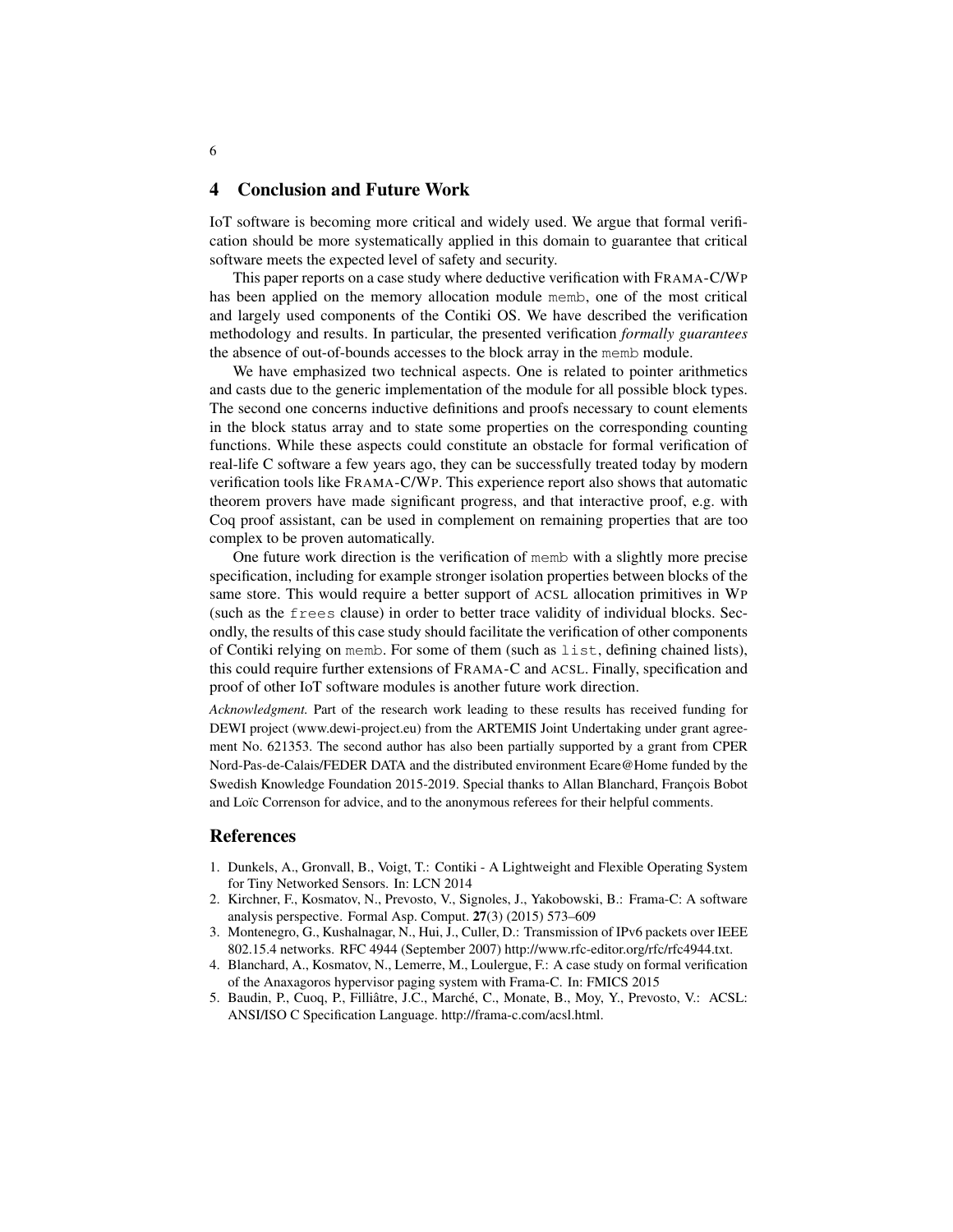## 4 Conclusion and Future Work

IoT software is becoming more critical and widely used. We argue that formal verification should be more systematically applied in this domain to guarantee that critical software meets the expected level of safety and security.

This paper reports on a case study where deductive verification with FRAMA-C/WP has been applied on the memory allocation module `memb`, one of the most critical and largely used components of the Contiki OS. We have described the verification methodology and results. In particular, the presented verification *formally guarantees* the absence of out-of-bounds accesses to the block array in the `memb` module.

We have emphasized two technical aspects. One is related to pointer arithmetics and casts due to the generic implementation of the module for all possible block types. The second one concerns inductive definitions and proofs necessary to count elements in the block status array and to state some properties on the corresponding counting functions. While these aspects could constitute an obstacle for formal verification of real-life C software a few years ago, they can be successfully treated today by modern verification tools like FRAMA-C/WP. This experience report also shows that automatic theorem provers have made significant progress, and that interactive proof, e.g. with Coq proof assistant, can be used in complement on remaining properties that are too complex to be proven automatically.

One future work direction is the verification of `memb` with a slightly more precise specification, including for example stronger isolation properties between blocks of the same store. This would require a better support of ACSL allocation primitives in WP (such as the `frees` clause) in order to better trace validity of individual blocks. Secondly, the results of this case study should facilitate the verification of other components of Contiki relying on `memb`. For some of them (such as `list`, defining chained lists), this could require further extensions of FRAMA-C and ACSL. Finally, specification and proof of other IoT software modules is another future work direction.

*Acknowledgment.* Part of the research work leading to these results has received funding for DEWI project (www.dewi-project.eu) from the ARTEMIS Joint Undertaking under grant agreement No. 621353. The second author has also been partially supported by a grant from CPER Nord-Pas-de-Calais/FEDER DATA and the distributed environment Ecare@Home funded by the Swedish Knowledge Foundation 2015-2019. Special thanks to Allan Blanchard, François Bobot and Loïc Correnson for advice, and to the anonymous referees for their helpful comments.

## References

1. Dunkels, A., Gronvall, B., Voigt, T.: Contiki - A Lightweight and Flexible Operating System for Tiny Networked Sensors. In: LCN 2014
2. Kirchner, F., Kosmatov, N., Prevosto, V., Signoles, J., Yakobowski, B.: Frama-C: A software analysis perspective. Formal Asp. Comput. **27**(3) (2015) 573–609
3. Montenegro, G., Kushalnagar, N., Hui, J., Culler, D.: Transmission of IPv6 packets over IEEE 802.15.4 networks. RFC 4944 (September 2007) http://www.rfc-editor.org/rfc/rfc4944.txt.
4. Blanchard, A., Kosmatov, N., Lemerre, M., Loulergue, F.: A case study on formal verification of the Anaxagoros hypervisor paging system with Frama-C. In: FMICS 2015
5. Baudin, P., Cuoq, P., Filliâtre, J.C., Marché, C., Monate, B., Moy, Y., Prevosto, V.: ACSL: ANSI/ISO C Specification Language. http://frama-c.com/acsl.html.